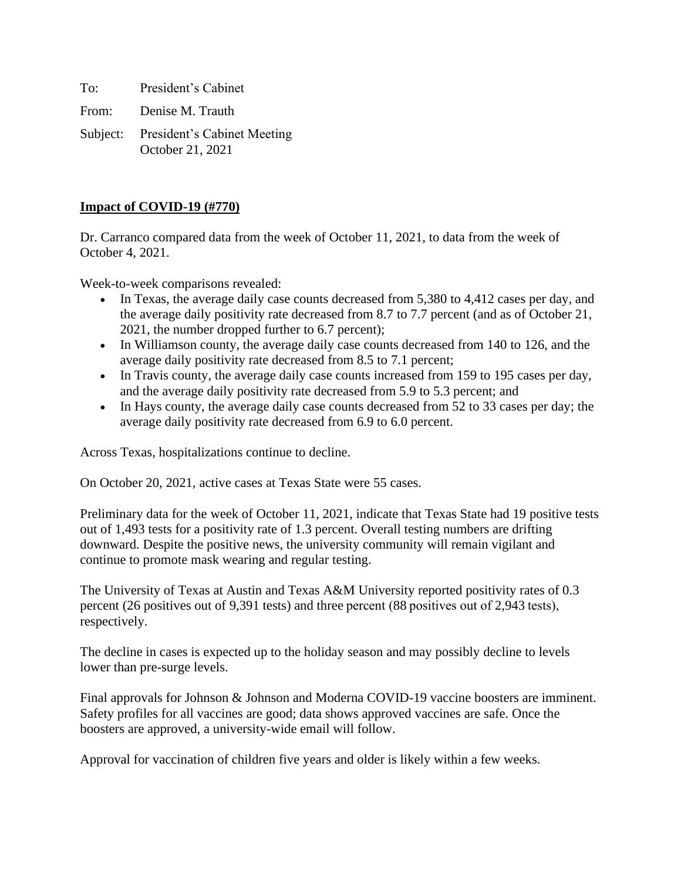To: President's Cabinet

From: Denise M. Trauth

Subject: President's Cabinet Meeting
October 21, 2021

**Impact of COVID-19 (#770)**

Dr. Carranco compared data from the week of October 11, 2021, to data from the week of October 4, 2021.

Week-to-week comparisons revealed:

- In Texas, the average daily case counts decreased from 5,380 to 4,412 cases per day, and the average daily positivity rate decreased from 8.7 to 7.7 percent (and as of October 21, 2021, the number dropped further to 6.7 percent);
- In Williamson county, the average daily case counts decreased from 140 to 126, and the average daily positivity rate decreased from 8.5 to 7.1 percent;
- In Travis county, the average daily case counts increased from 159 to 195 cases per day, and the average daily positivity rate decreased from 5.9 to 5.3 percent; and
- In Hays county, the average daily case counts decreased from 52 to 33 cases per day; the average daily positivity rate decreased from 6.9 to 6.0 percent.

Across Texas, hospitalizations continue to decline.

On October 20, 2021, active cases at Texas State were 55 cases.

Preliminary data for the week of October 11, 2021, indicate that Texas State had 19 positive tests out of 1,493 tests for a positivity rate of 1.3 percent. Overall testing numbers are drifting downward. Despite the positive news, the university community will remain vigilant and continue to promote mask wearing and regular testing.

The University of Texas at Austin and Texas A&M University reported positivity rates of 0.3 percent (26 positives out of 9,391 tests) and three percent (88 positives out of 2,943 tests), respectively.

The decline in cases is expected up to the holiday season and may possibly decline to levels lower than pre-surge levels.

Final approvals for Johnson & Johnson and Moderna COVID-19 vaccine boosters are imminent. Safety profiles for all vaccines are good; data shows approved vaccines are safe. Once the boosters are approved, a university-wide email will follow.

Approval for vaccination of children five years and older is likely within a few weeks.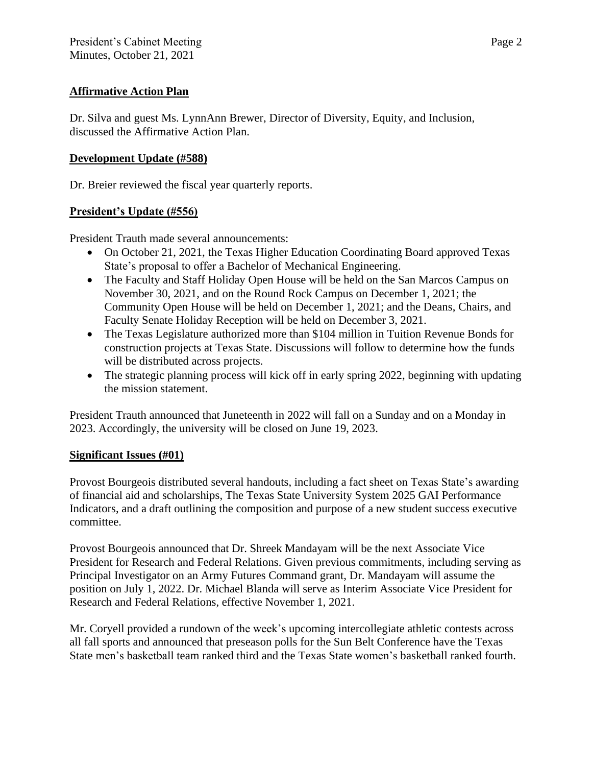**Affirmative Action Plan**

Dr. Silva and guest Ms. LynnAnn Brewer, Director of Diversity, Equity, and Inclusion, discussed the Affirmative Action Plan.

**Development Update (#588)**

Dr. Breier reviewed the fiscal year quarterly reports.

**President's Update (#556)**

President Trauth made several announcements:

- On October 21, 2021, the Texas Higher Education Coordinating Board approved Texas State's proposal to offer a Bachelor of Mechanical Engineering.
- The Faculty and Staff Holiday Open House will be held on the San Marcos Campus on November 30, 2021, and on the Round Rock Campus on December 1, 2021; the Community Open House will be held on December 1, 2021; and the Deans, Chairs, and Faculty Senate Holiday Reception will be held on December 3, 2021.
- The Texas Legislature authorized more than $104 million in Tuition Revenue Bonds for construction projects at Texas State. Discussions will follow to determine how the funds will be distributed across projects.
- The strategic planning process will kick off in early spring 2022, beginning with updating the mission statement.

President Trauth announced that Juneteenth in 2022 will fall on a Sunday and on a Monday in 2023. Accordingly, the university will be closed on June 19, 2023.

**Significant Issues (#01)**

Provost Bourgeois distributed several handouts, including a fact sheet on Texas State's awarding of financial aid and scholarships, The Texas State University System 2025 GAI Performance Indicators, and a draft outlining the composition and purpose of a new student success executive committee.

Provost Bourgeois announced that Dr. Shreek Mandayam will be the next Associate Vice President for Research and Federal Relations. Given previous commitments, including serving as Principal Investigator on an Army Futures Command grant, Dr. Mandayam will assume the position on July 1, 2022. Dr. Michael Blanda will serve as Interim Associate Vice President for Research and Federal Relations, effective November 1, 2021.

Mr. Coryell provided a rundown of the week's upcoming intercollegiate athletic contests across all fall sports and announced that preseason polls for the Sun Belt Conference have the Texas State men's basketball team ranked third and the Texas State women's basketball ranked fourth.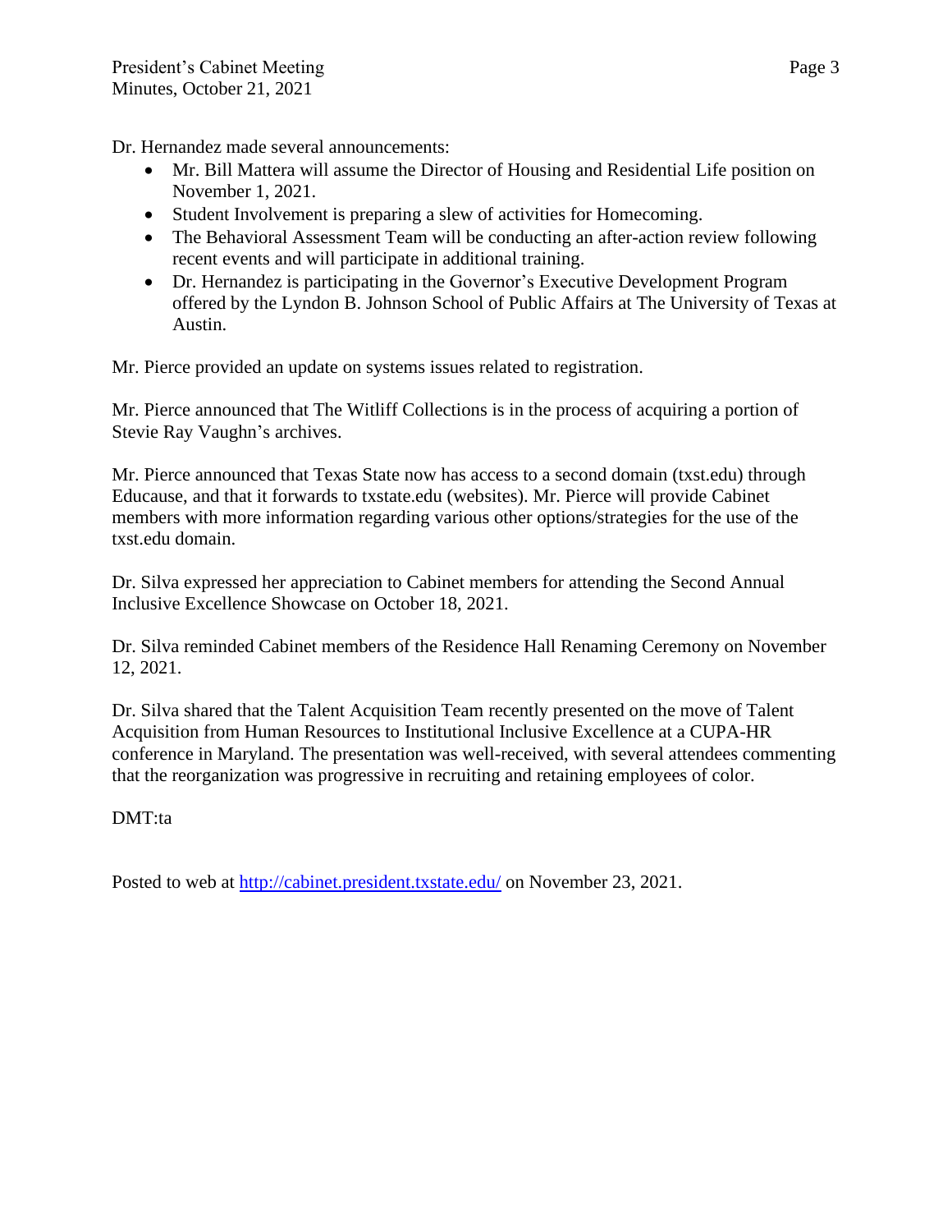Dr. Hernandez made several announcements:

- Mr. Bill Mattera will assume the Director of Housing and Residential Life position on November 1, 2021.
- Student Involvement is preparing a slew of activities for Homecoming.
- The Behavioral Assessment Team will be conducting an after-action review following recent events and will participate in additional training.
- Dr. Hernandez is participating in the Governor's Executive Development Program offered by the Lyndon B. Johnson School of Public Affairs at The University of Texas at Austin.

Mr. Pierce provided an update on systems issues related to registration.

Mr. Pierce announced that The Witliff Collections is in the process of acquiring a portion of Stevie Ray Vaughn's archives.

Mr. Pierce announced that Texas State now has access to a second domain (txst.edu) through Educause, and that it forwards to txstate.edu (websites). Mr. Pierce will provide Cabinet members with more information regarding various other options/strategies for the use of the txst.edu domain.

Dr. Silva expressed her appreciation to Cabinet members for attending the Second Annual Inclusive Excellence Showcase on October 18, 2021.

Dr. Silva reminded Cabinet members of the Residence Hall Renaming Ceremony on November 12, 2021.

Dr. Silva shared that the Talent Acquisition Team recently presented on the move of Talent Acquisition from Human Resources to Institutional Inclusive Excellence at a CUPA-HR conference in Maryland. The presentation was well-received, with several attendees commenting that the reorganization was progressive in recruiting and retaining employees of color.

DMT:ta

Posted to web at http://cabinet.president.txstate.edu/ on November 23, 2021.